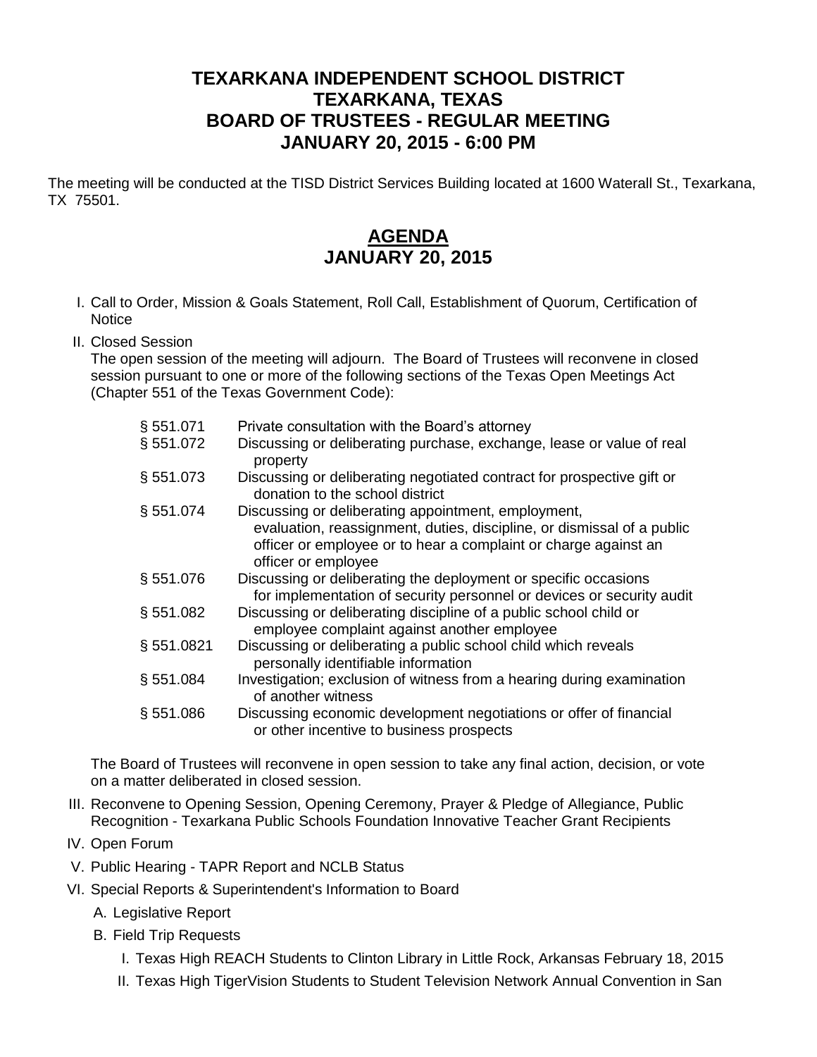# TEXARKANA INDEPENDENT SCHOOL DISTRICT
# TEXARKANA, TEXAS
# BOARD OF TRUSTEES - REGULAR MEETING
# JANUARY 20, 2015 - 6:00 PM

The meeting will be conducted at the TISD District Services Building located at 1600 Waterall St., Texarkana, TX 75501.

## AGENDA
## JANUARY 20, 2015

I. Call to Order, Mission & Goals Statement, Roll Call, Establishment of Quorum, Certification of Notice

II. Closed Session
The open session of the meeting will adjourn. The Board of Trustees will reconvene in closed session pursuant to one or more of the following sections of the Texas Open Meetings Act (Chapter 551 of the Texas Government Code):

| | |
|---|---|
| § 551.071 | Private consultation with the Board's attorney |
| § 551.072 | Discussing or deliberating purchase, exchange, lease or value of real property |
| § 551.073 | Discussing or deliberating negotiated contract for prospective gift or donation to the school district |
| § 551.074 | Discussing or deliberating appointment, employment, evaluation, reassignment, duties, discipline, or dismissal of a public officer or employee or to hear a complaint or charge against an officer or employee |
| § 551.076 | Discussing or deliberating the deployment or specific occasions for implementation of security personnel or devices or security audit |
| § 551.082 | Discussing or deliberating discipline of a public school child or employee complaint against another employee |
| § 551.0821 | Discussing or deliberating a public school child which reveals personally identifiable information |
| § 551.084 | Investigation; exclusion of witness from a hearing during examination of another witness |
| § 551.086 | Discussing economic development negotiations or offer of financial or other incentive to business prospects |

The Board of Trustees will reconvene in open session to take any final action, decision, or vote on a matter deliberated in closed session.

III. Reconvene to Opening Session, Opening Ceremony, Prayer & Pledge of Allegiance, Public Recognition - Texarkana Public Schools Foundation Innovative Teacher Grant Recipients

IV. Open Forum

V. Public Hearing - TAPR Report and NCLB Status

VI. Special Reports & Superintendent's Information to Board

   A. Legislative Report

   B. Field Trip Requests

      I. Texas High REACH Students to Clinton Library in Little Rock, Arkansas February 18, 2015

      II. Texas High TigerVision Students to Student Television Network Annual Convention in San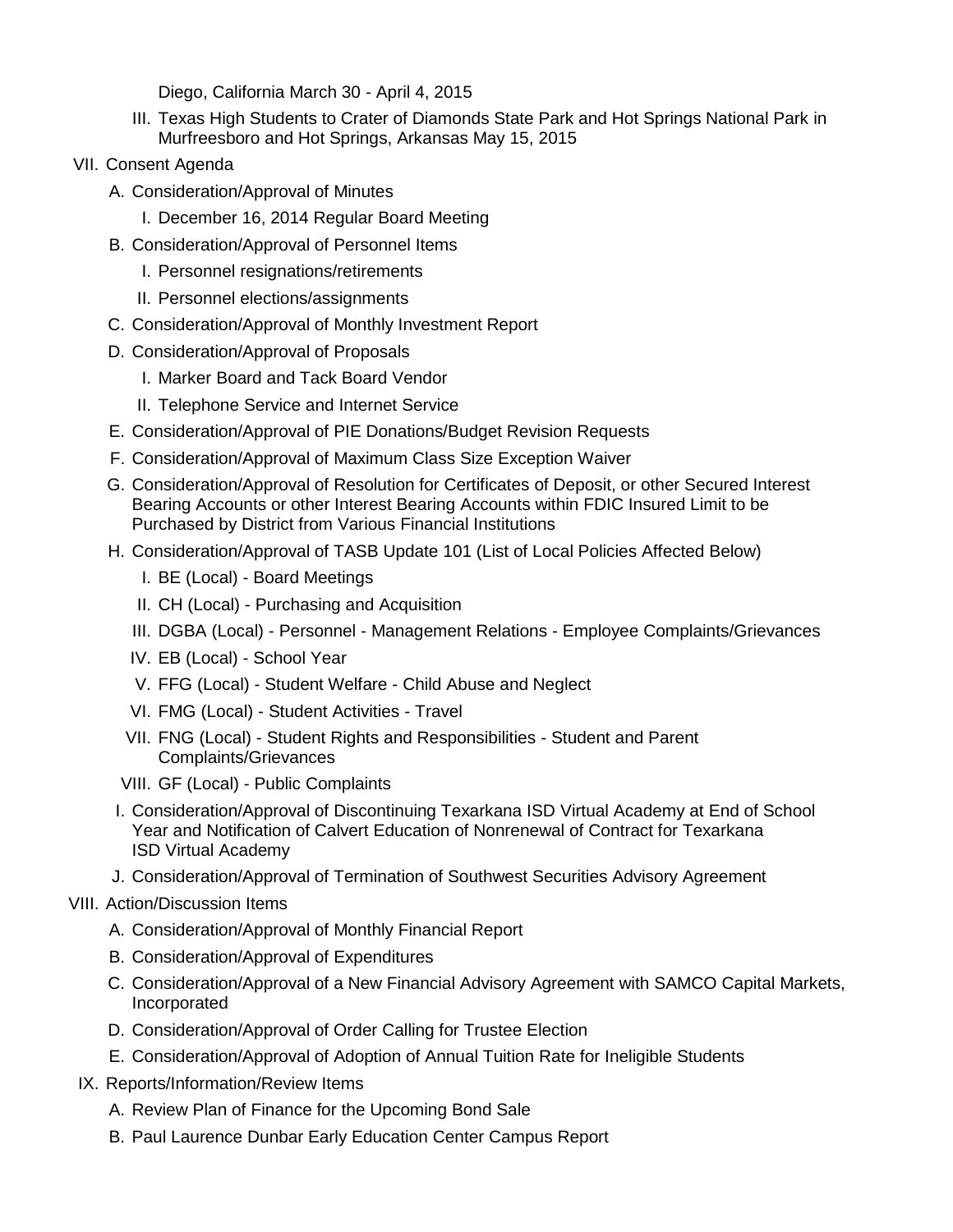Diego, California March 30 - April 4, 2015

III. Texas High Students to Crater of Diamonds State Park and Hot Springs National Park in Murfreesboro and Hot Springs, Arkansas May 15, 2015

VII. Consent Agenda

- A. Consideration/Approval of Minutes
  - I. December 16, 2014 Regular Board Meeting
- B. Consideration/Approval of Personnel Items
  - I. Personnel resignations/retirements
  - II. Personnel elections/assignments
- C. Consideration/Approval of Monthly Investment Report
- D. Consideration/Approval of Proposals
  - I. Marker Board and Tack Board Vendor
  - II. Telephone Service and Internet Service
- E. Consideration/Approval of PIE Donations/Budget Revision Requests
- F. Consideration/Approval of Maximum Class Size Exception Waiver
- G. Consideration/Approval of Resolution for Certificates of Deposit, or other Secured Interest Bearing Accounts or other Interest Bearing Accounts within FDIC Insured Limit to be Purchased by District from Various Financial Institutions
- H. Consideration/Approval of TASB Update 101 (List of Local Policies Affected Below)
  - I. BE (Local) - Board Meetings
  - II. CH (Local) - Purchasing and Acquisition
  - III. DGBA (Local) - Personnel - Management Relations - Employee Complaints/Grievances
  - IV. EB (Local) - School Year
  - V. FFG (Local) - Student Welfare - Child Abuse and Neglect
  - VI. FMG (Local) - Student Activities - Travel
  - VII. FNG (Local) - Student Rights and Responsibilities - Student and Parent Complaints/Grievances
  - VIII. GF (Local) - Public Complaints
- I. Consideration/Approval of Discontinuing Texarkana ISD Virtual Academy at End of School Year and Notification of Calvert Education of Nonrenewal of Contract for Texarkana ISD Virtual Academy
- J. Consideration/Approval of Termination of Southwest Securities Advisory Agreement

VIII. Action/Discussion Items

- A. Consideration/Approval of Monthly Financial Report
- B. Consideration/Approval of Expenditures
- C. Consideration/Approval of a New Financial Advisory Agreement with SAMCO Capital Markets, Incorporated
- D. Consideration/Approval of Order Calling for Trustee Election
- E. Consideration/Approval of Adoption of Annual Tuition Rate for Ineligible Students

IX. Reports/Information/Review Items

- A. Review Plan of Finance for the Upcoming Bond Sale
- B. Paul Laurence Dunbar Early Education Center Campus Report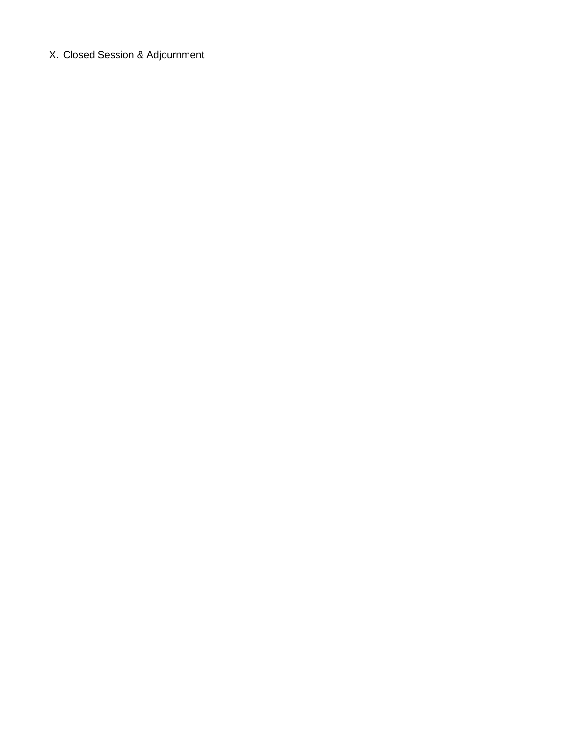X. Closed Session & Adjournment